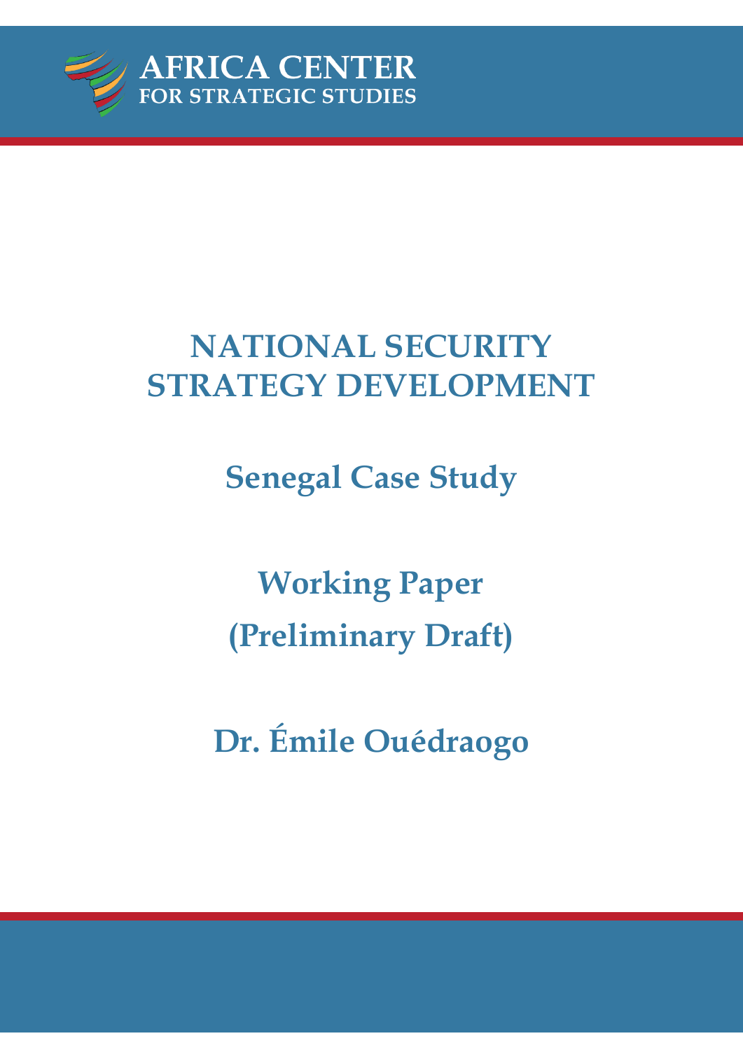**AFRICA CENTER**
**FOR STRATEGIC STUDIES**

# NATIONAL SECURITY STRATEGY DEVELOPMENT

## Senegal Case Study

## Working Paper (Preliminary Draft)

## Dr. Émile Ouédraogo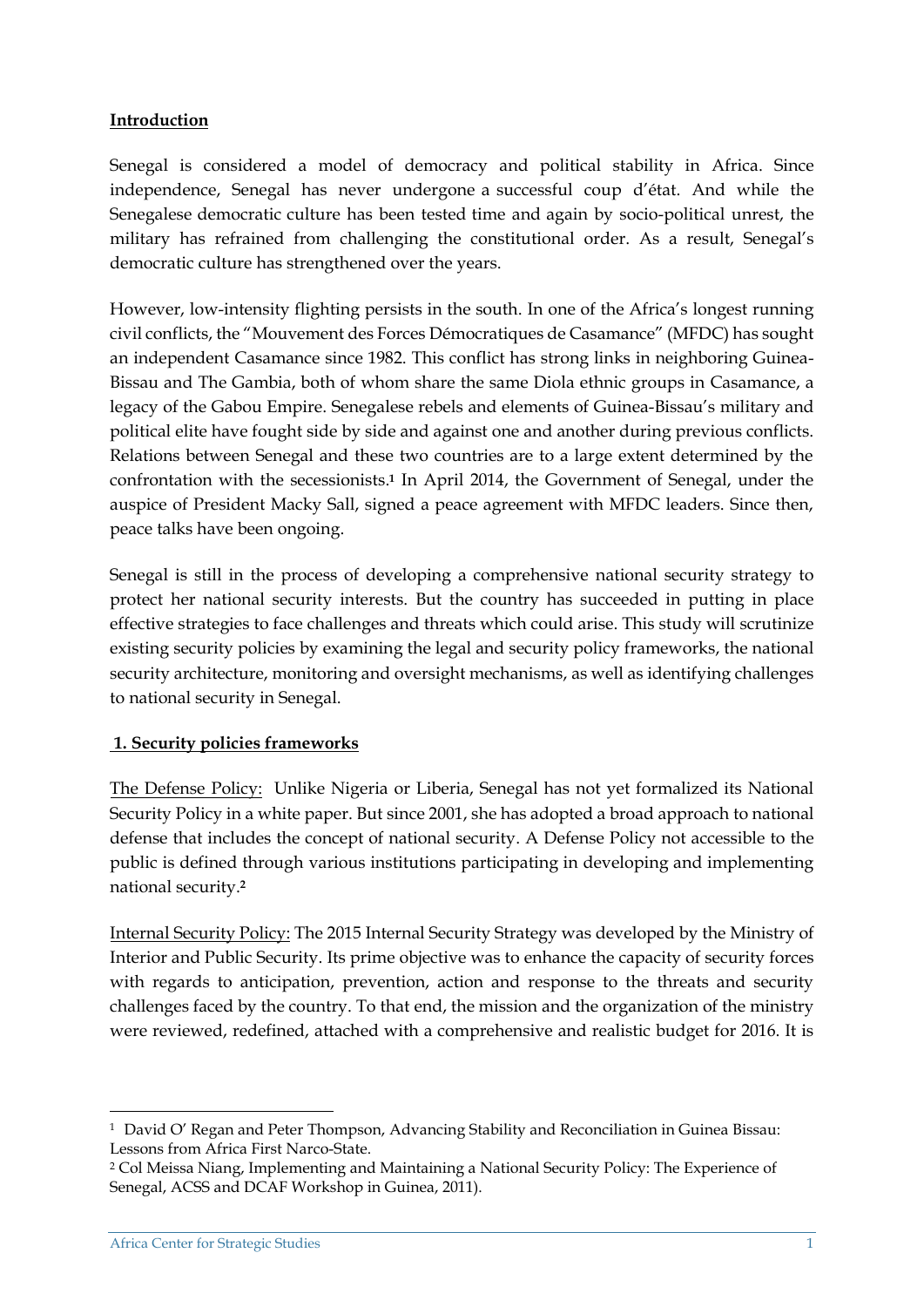## Introduction

Senegal is considered a model of democracy and political stability in Africa. Since independence, Senegal has never undergone a successful coup d'état. And while the Senegalese democratic culture has been tested time and again by socio-political unrest, the military has refrained from challenging the constitutional order. As a result, Senegal's democratic culture has strengthened over the years.

However, low-intensity flighting persists in the south. In one of the Africa's longest running civil conflicts, the "Mouvement des Forces Démocratiques de Casamance" (MFDC) has sought an independent Casamance since 1982. This conflict has strong links in neighboring Guinea-Bissau and The Gambia, both of whom share the same Diola ethnic groups in Casamance, a legacy of the Gabou Empire. Senegalese rebels and elements of Guinea-Bissau's military and political elite have fought side by side and against one and another during previous conflicts. Relations between Senegal and these two countries are to a large extent determined by the confrontation with the secessionists.[1] In April 2014, the Government of Senegal, under the auspice of President Macky Sall, signed a peace agreement with MFDC leaders. Since then, peace talks have been ongoing.

Senegal is still in the process of developing a comprehensive national security strategy to protect her national security interests. But the country has succeeded in putting in place effective strategies to face challenges and threats which could arise. This study will scrutinize existing security policies by examining the legal and security policy frameworks, the national security architecture, monitoring and oversight mechanisms, as well as identifying challenges to national security in Senegal.

## 1. Security policies frameworks

The Defense Policy: Unlike Nigeria or Liberia, Senegal has not yet formalized its National Security Policy in a white paper. But since 2001, she has adopted a broad approach to national defense that includes the concept of national security. A Defense Policy not accessible to the public is defined through various institutions participating in developing and implementing national security.[2]

Internal Security Policy: The 2015 Internal Security Strategy was developed by the Ministry of Interior and Public Security. Its prime objective was to enhance the capacity of security forces with regards to anticipation, prevention, action and response to the threats and security challenges faced by the country. To that end, the mission and the organization of the ministry were reviewed, redefined, attached with a comprehensive and realistic budget for 2016. It is

---

[1] David O' Regan and Peter Thompson, Advancing Stability and Reconciliation in Guinea Bissau: Lessons from Africa First Narco-State.

[2] Col Meissa Niang, Implementing and Maintaining a National Security Policy: The Experience of Senegal, ACSS and DCAF Workshop in Guinea, 2011).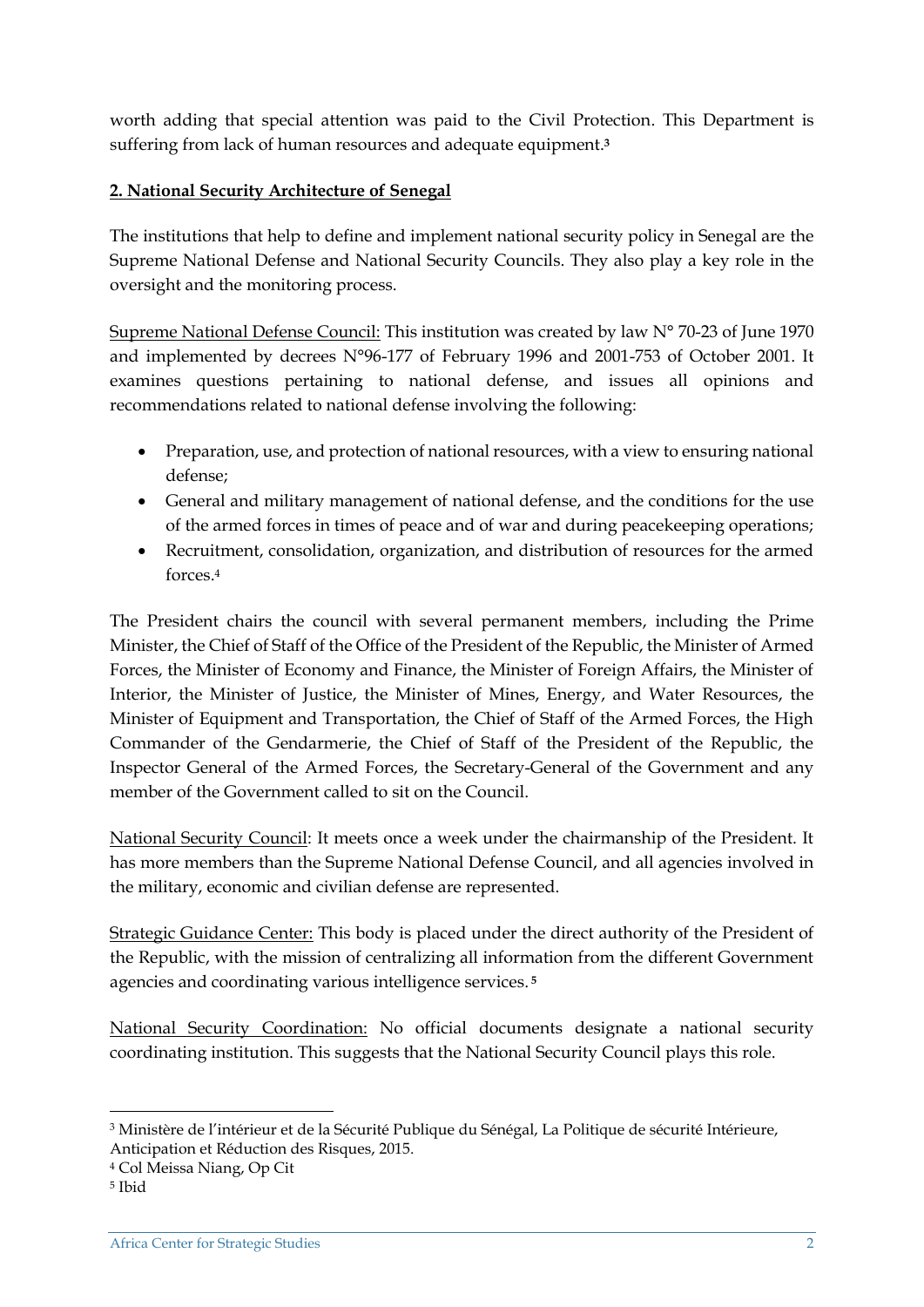worth adding that special attention was paid to the Civil Protection. This Department is suffering from lack of human resources and adequate equipment.[3]

## 2. National Security Architecture of Senegal

The institutions that help to define and implement national security policy in Senegal are the Supreme National Defense and National Security Councils. They also play a key role in the oversight and the monitoring process.

Supreme National Defense Council: This institution was created by law N° 70-23 of June 1970 and implemented by decrees N°96-177 of February 1996 and 2001-753 of October 2001. It examines questions pertaining to national defense, and issues all opinions and recommendations related to national defense involving the following:

- Preparation, use, and protection of national resources, with a view to ensuring national defense;
- General and military management of national defense, and the conditions for the use of the armed forces in times of peace and of war and during peacekeeping operations;
- Recruitment, consolidation, organization, and distribution of resources for the armed forces.[4]

The President chairs the council with several permanent members, including the Prime Minister, the Chief of Staff of the Office of the President of the Republic, the Minister of Armed Forces, the Minister of Economy and Finance, the Minister of Foreign Affairs, the Minister of Interior, the Minister of Justice, the Minister of Mines, Energy, and Water Resources, the Minister of Equipment and Transportation, the Chief of Staff of the Armed Forces, the High Commander of the Gendarmerie, the Chief of Staff of the President of the Republic, the Inspector General of the Armed Forces, the Secretary-General of the Government and any member of the Government called to sit on the Council.

National Security Council: It meets once a week under the chairmanship of the President. It has more members than the Supreme National Defense Council, and all agencies involved in the military, economic and civilian defense are represented.

Strategic Guidance Center: This body is placed under the direct authority of the President of the Republic, with the mission of centralizing all information from the different Government agencies and coordinating various intelligence services.[5]

National Security Coordination: No official documents designate a national security coordinating institution. This suggests that the National Security Council plays this role.

---

[3] Ministère de l'intérieur et de la Sécurité Publique du Sénégal, La Politique de sécurité Intérieure, Anticipation et Réduction des Risques, 2015.

[4] Col Meissa Niang, Op Cit

[5] Ibid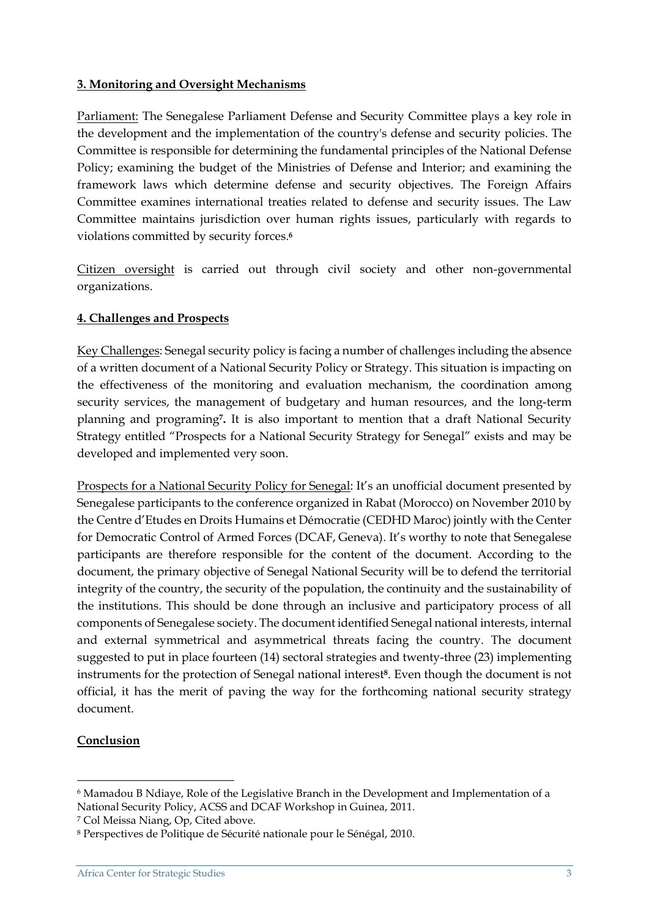## 3. Monitoring and Oversight Mechanisms

Parliament: The Senegalese Parliament Defense and Security Committee plays a key role in the development and the implementation of the country's defense and security policies. The Committee is responsible for determining the fundamental principles of the National Defense Policy; examining the budget of the Ministries of Defense and Interior; and examining the framework laws which determine defense and security objectives. The Foreign Affairs Committee examines international treaties related to defense and security issues. The Law Committee maintains jurisdiction over human rights issues, particularly with regards to violations committed by security forces.[6]

Citizen oversight is carried out through civil society and other non-governmental organizations.

## 4. Challenges and Prospects

Key Challenges: Senegal security policy is facing a number of challenges including the absence of a written document of a National Security Policy or Strategy. This situation is impacting on the effectiveness of the monitoring and evaluation mechanism, the coordination among security services, the management of budgetary and human resources, and the long-term planning and programing[7]**.** It is also important to mention that a draft National Security Strategy entitled "Prospects for a National Security Strategy for Senegal" exists and may be developed and implemented very soon.

Prospects for a National Security Policy for Senegal: It's an unofficial document presented by Senegalese participants to the conference organized in Rabat (Morocco) on November 2010 by the Centre d'Etudes en Droits Humains et Démocratie (CEDHD Maroc) jointly with the Center for Democratic Control of Armed Forces (DCAF, Geneva). It's worthy to note that Senegalese participants are therefore responsible for the content of the document. According to the document, the primary objective of Senegal National Security will be to defend the territorial integrity of the country, the security of the population, the continuity and the sustainability of the institutions. This should be done through an inclusive and participatory process of all components of Senegalese society. The document identified Senegal national interests, internal and external symmetrical and asymmetrical threats facing the country. The document suggested to put in place fourteen (14) sectoral strategies and twenty-three (23) implementing instruments for the protection of Senegal national interest[8]. Even though the document is not official, it has the merit of paving the way for the forthcoming national security strategy document.

## Conclusion

[6] Mamadou B Ndiaye, Role of the Legislative Branch in the Development and Implementation of a National Security Policy, ACSS and DCAF Workshop in Guinea, 2011.

[7] Col Meissa Niang, Op, Cited above.

[8] Perspectives de Politique de Sécurité nationale pour le Sénégal, 2010.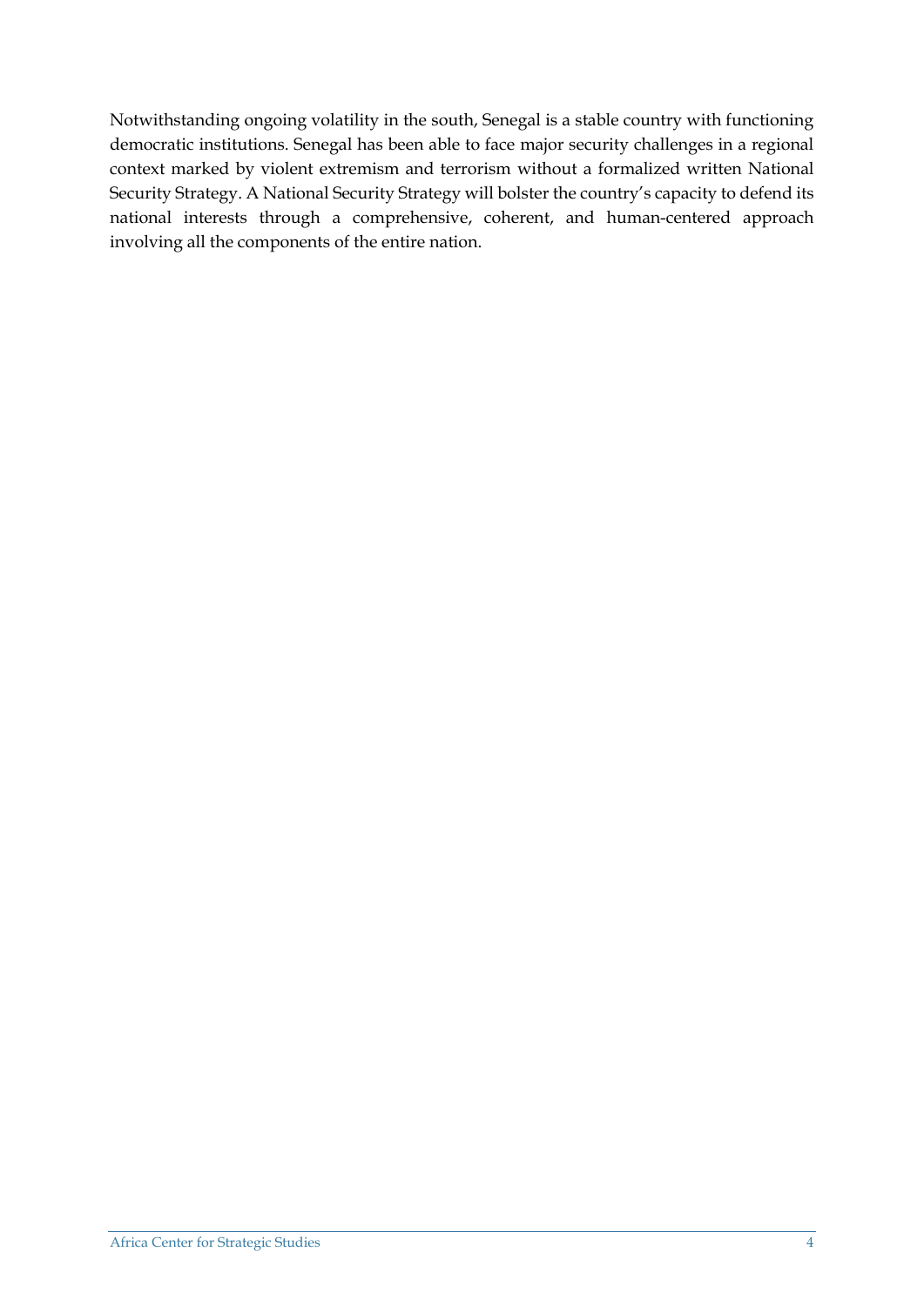Notwithstanding ongoing volatility in the south, Senegal is a stable country with functioning democratic institutions. Senegal has been able to face major security challenges in a regional context marked by violent extremism and terrorism without a formalized written National Security Strategy. A National Security Strategy will bolster the country's capacity to defend its national interests through a comprehensive, coherent, and human-centered approach involving all the components of the entire nation.